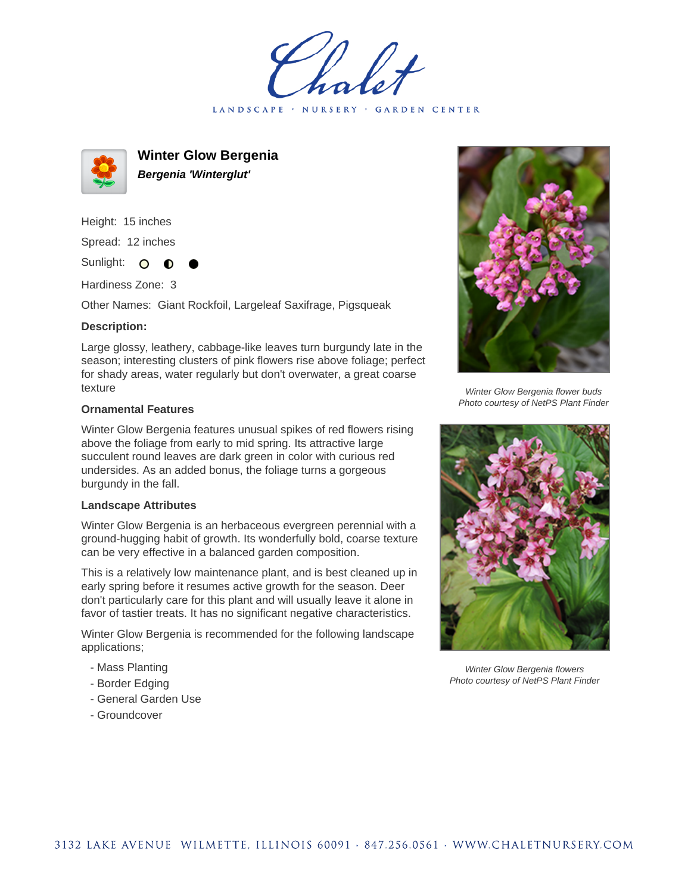# Winter Glow Bergenia

***Bergenia 'Winterglut'***

Height: 15 inches

Spread: 12 inches

Sunlight: ○ ◐ ●

Hardiness Zone: 3

Other Names: Giant Rockfoil, Largeleaf Saxifrage, Pigsqueak

**Description:**

Large glossy, leathery, cabbage-like leaves turn burgundy late in the season; interesting clusters of pink flowers rise above foliage; perfect for shady areas, water regularly but don't overwater, a great coarse texture

### Ornamental Features

Winter Glow Bergenia features unusual spikes of red flowers rising above the foliage from early to mid spring. Its attractive large succulent round leaves are dark green in color with curious red undersides. As an added bonus, the foliage turns a gorgeous burgundy in the fall.

### Landscape Attributes

Winter Glow Bergenia is an herbaceous evergreen perennial with a ground-hugging habit of growth. Its wonderfully bold, coarse texture can be very effective in a balanced garden composition.

This is a relatively low maintenance plant, and is best cleaned up in early spring before it resumes active growth for the season. Deer don't particularly care for this plant and will usually leave it alone in favor of tastier treats. It has no significant negative characteristics.

Winter Glow Bergenia is recommended for the following landscape applications;

- Mass Planting
- Border Edging
- General Garden Use
- Groundcover

*Winter Glow Bergenia flower buds*
*Photo courtesy of NetPS Plant Finder*

*Winter Glow Bergenia flowers*
*Photo courtesy of NetPS Plant Finder*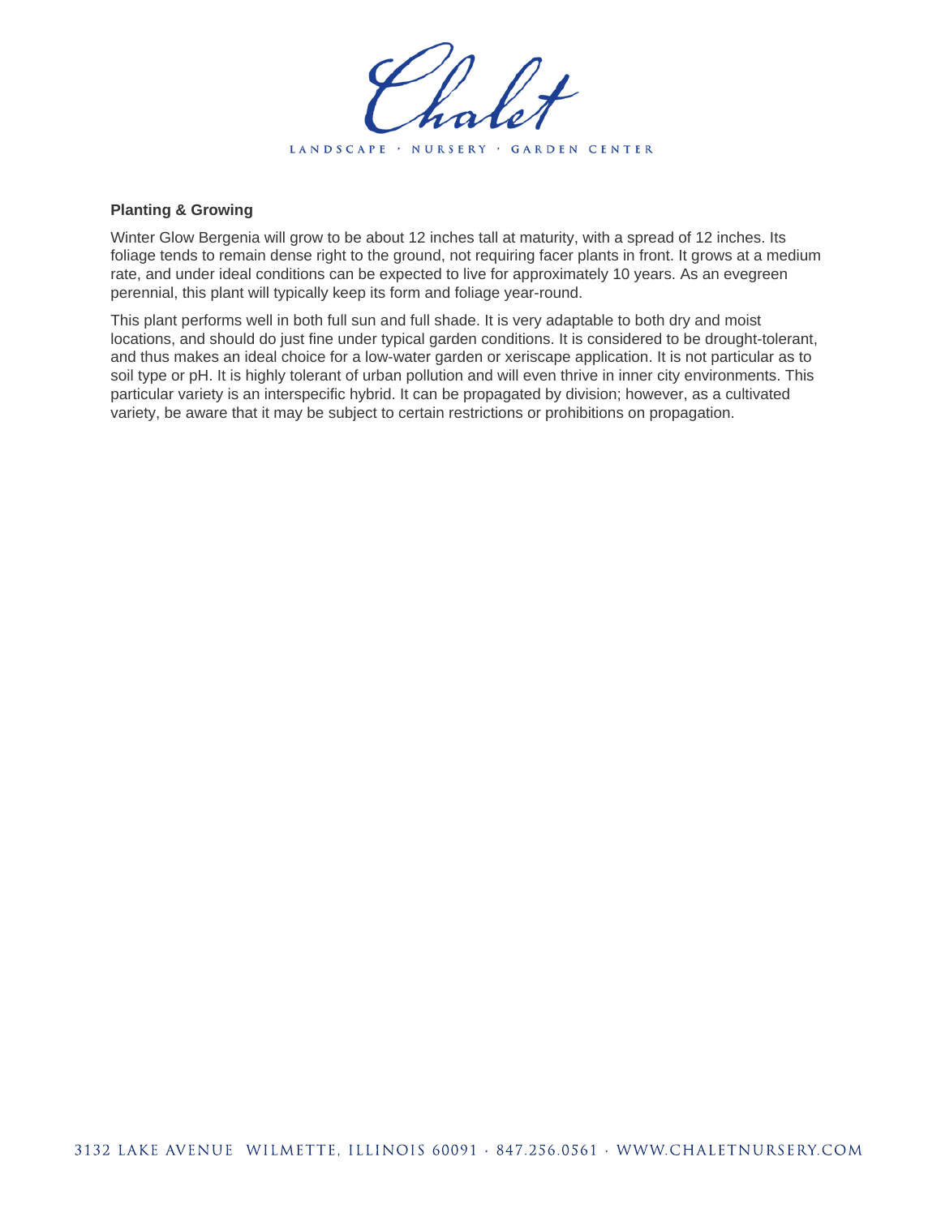### Planting & Growing

Winter Glow Bergenia will grow to be about 12 inches tall at maturity, with a spread of 12 inches. Its foliage tends to remain dense right to the ground, not requiring facer plants in front. It grows at a medium rate, and under ideal conditions can be expected to live for approximately 10 years. As an evegreen perennial, this plant will typically keep its form and foliage year-round.

This plant performs well in both full sun and full shade. It is very adaptable to both dry and moist locations, and should do just fine under typical garden conditions. It is considered to be drought-tolerant, and thus makes an ideal choice for a low-water garden or xeriscape application. It is not particular as to soil type or pH. It is highly tolerant of urban pollution and will even thrive in inner city environments. This particular variety is an interspecific hybrid. It can be propagated by division; however, as a cultivated variety, be aware that it may be subject to certain restrictions or prohibitions on propagation.